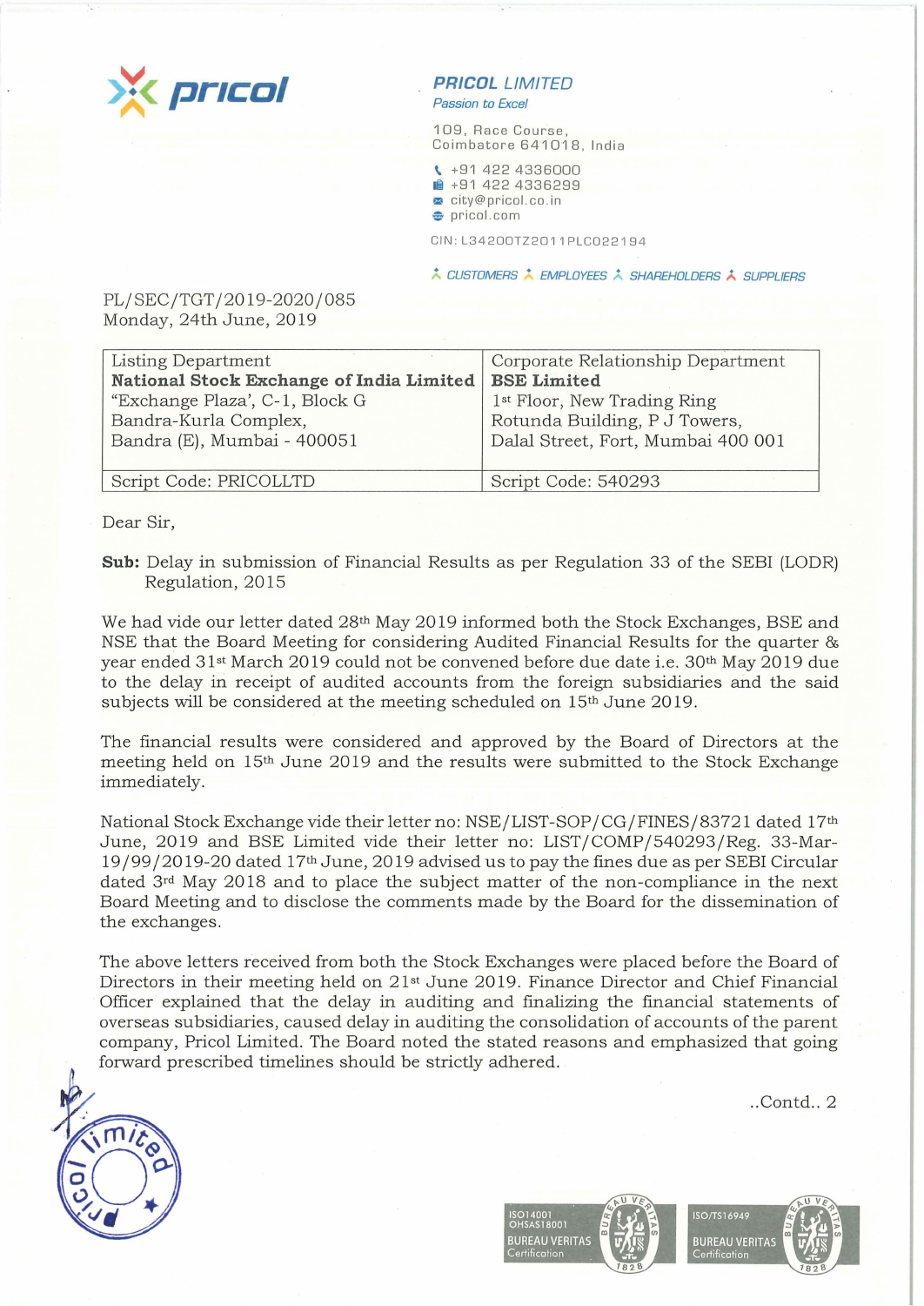**PRICOL LIMITED**
*Passion to Excel*

109, Race Course,
Coimbatore 641018, India

+91 422 4336000
+91 422 4336299
city@pricol.co.in
pricol.com

CIN: L34200TZ2011PLC022194

CUSTOMERS EMPLOYEES SHAREHOLDERS SUPPLIERS

PL/SEC/TGT/2019-2020/085
Monday, 24th June, 2019

| Listing Department<br>**National Stock Exchange of India Limited**<br>"Exchange Plaza', C-1, Block G<br>Bandra-Kurla Complex,<br>Bandra (E), Mumbai - 400051 | Corporate Relationship Department<br>**BSE Limited**<br>1st Floor, New Trading Ring<br>Rotunda Building, P J Towers,<br>Dalal Street, Fort, Mumbai 400 001 |
|---|---|
| Script Code: PRICOLLTD | Script Code: 540293 |

Dear Sir,

**Sub:** Delay in submission of Financial Results as per Regulation 33 of the SEBI (LODR) Regulation, 2015

We had vide our letter dated 28th May 2019 informed both the Stock Exchanges, BSE and NSE that the Board Meeting for considering Audited Financial Results for the quarter & year ended 31st March 2019 could not be convened before due date i.e. 30th May 2019 due to the delay in receipt of audited accounts from the foreign subsidiaries and the said subjects will be considered at the meeting scheduled on 15th June 2019.

The financial results were considered and approved by the Board of Directors at the meeting held on 15th June 2019 and the results were submitted to the Stock Exchange immediately.

National Stock Exchange vide their letter no: NSE/LIST-SOP/CG/FINES/83721 dated 17th June, 2019 and BSE Limited vide their letter no: LIST/COMP/540293/Reg. 33-Mar-19/99/2019-20 dated 17th June, 2019 advised us to pay the fines due as per SEBI Circular dated 3rd May 2018 and to place the subject matter of the non-compliance in the next Board Meeting and to disclose the comments made by the Board for the dissemination of the exchanges.

The above letters received from both the Stock Exchanges were placed before the Board of Directors in their meeting held on 21st June 2019. Finance Director and Chief Financial Officer explained that the delay in auditing and finalizing the financial statements of overseas subsidiaries, caused delay in auditing the consolidation of accounts of the parent company, Pricol Limited. The Board noted the stated reasons and emphasized that going forward prescribed timelines should be strictly adhered.

..Contd.. 2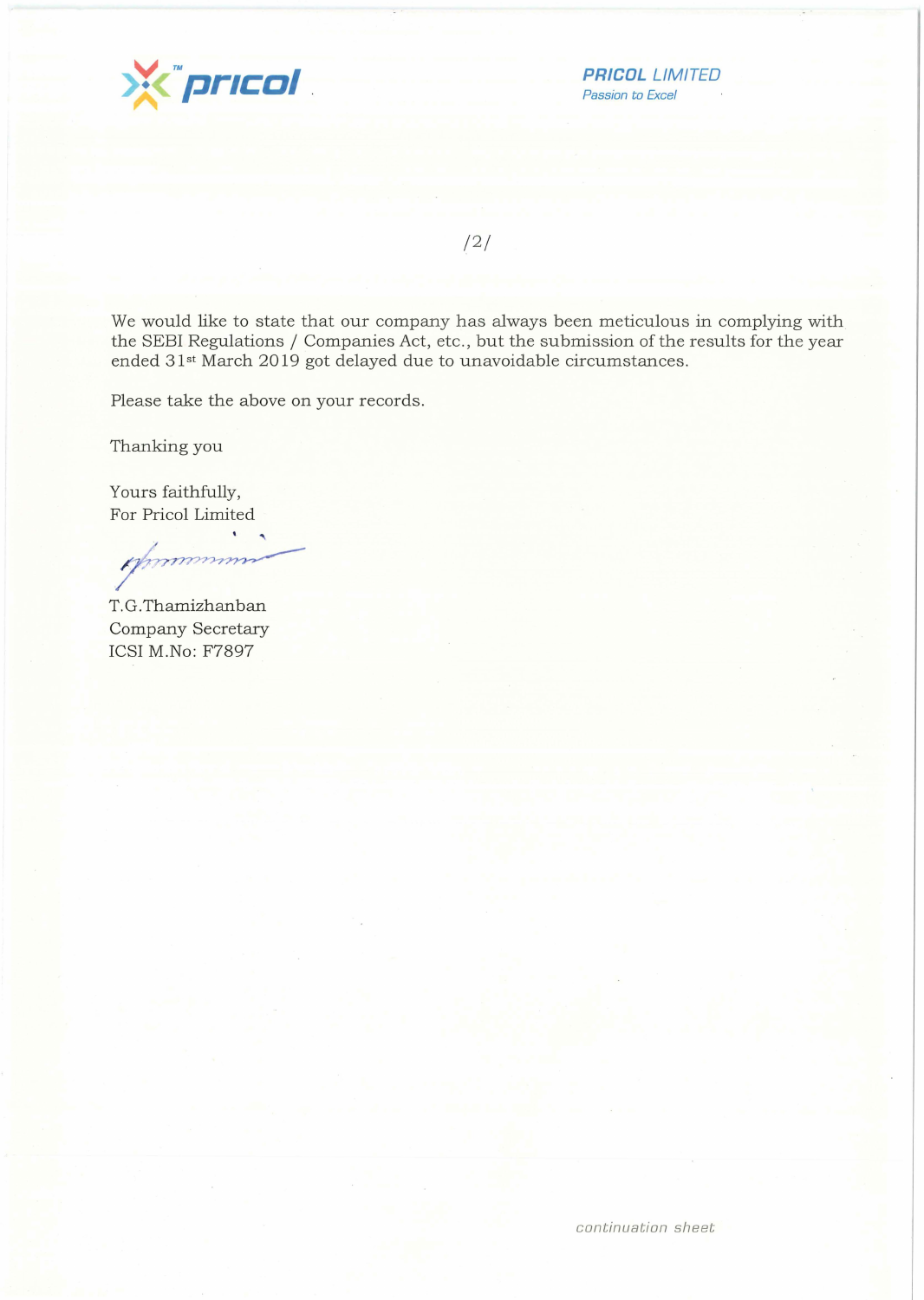We would like to state that our company has always been meticulous in complying with the SEBI Regulations / Companies Act, etc., but the submission of the results for the year ended 31st March 2019 got delayed due to unavoidable circumstances.

Please take the above on your records.

Thanking you

Yours faithfully,
For Pricol Limited

T.G.Thamizhanban
Company Secretary
ICSI M.No: F7897